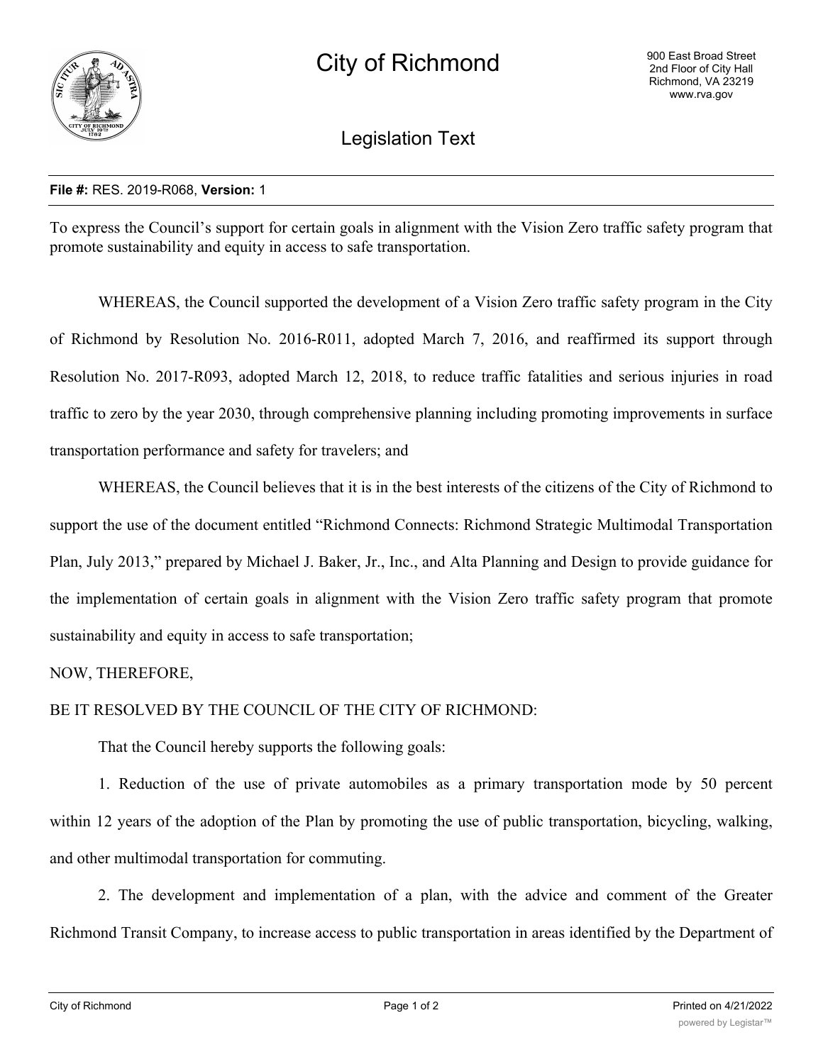# City of Richmond

900 East Broad Street
2nd Floor of City Hall
Richmond, VA 23219
www.rva.gov

## Legislation Text

**File #:** RES. 2019-R068, **Version:** 1

To express the Council's support for certain goals in alignment with the Vision Zero traffic safety program that promote sustainability and equity in access to safe transportation.

WHEREAS, the Council supported the development of a Vision Zero traffic safety program in the City of Richmond by Resolution No. 2016-R011, adopted March 7, 2016, and reaffirmed its support through Resolution No. 2017-R093, adopted March 12, 2018, to reduce traffic fatalities and serious injuries in road traffic to zero by the year 2030, through comprehensive planning including promoting improvements in surface transportation performance and safety for travelers; and

WHEREAS, the Council believes that it is in the best interests of the citizens of the City of Richmond to support the use of the document entitled "Richmond Connects: Richmond Strategic Multimodal Transportation Plan, July 2013," prepared by Michael J. Baker, Jr., Inc., and Alta Planning and Design to provide guidance for the implementation of certain goals in alignment with the Vision Zero traffic safety program that promote sustainability and equity in access to safe transportation;

NOW, THEREFORE,

BE IT RESOLVED BY THE COUNCIL OF THE CITY OF RICHMOND:

That the Council hereby supports the following goals:

1. Reduction of the use of private automobiles as a primary transportation mode by 50 percent within 12 years of the adoption of the Plan by promoting the use of public transportation, bicycling, walking, and other multimodal transportation for commuting.

2. The development and implementation of a plan, with the advice and comment of the Greater Richmond Transit Company, to increase access to public transportation in areas identified by the Department of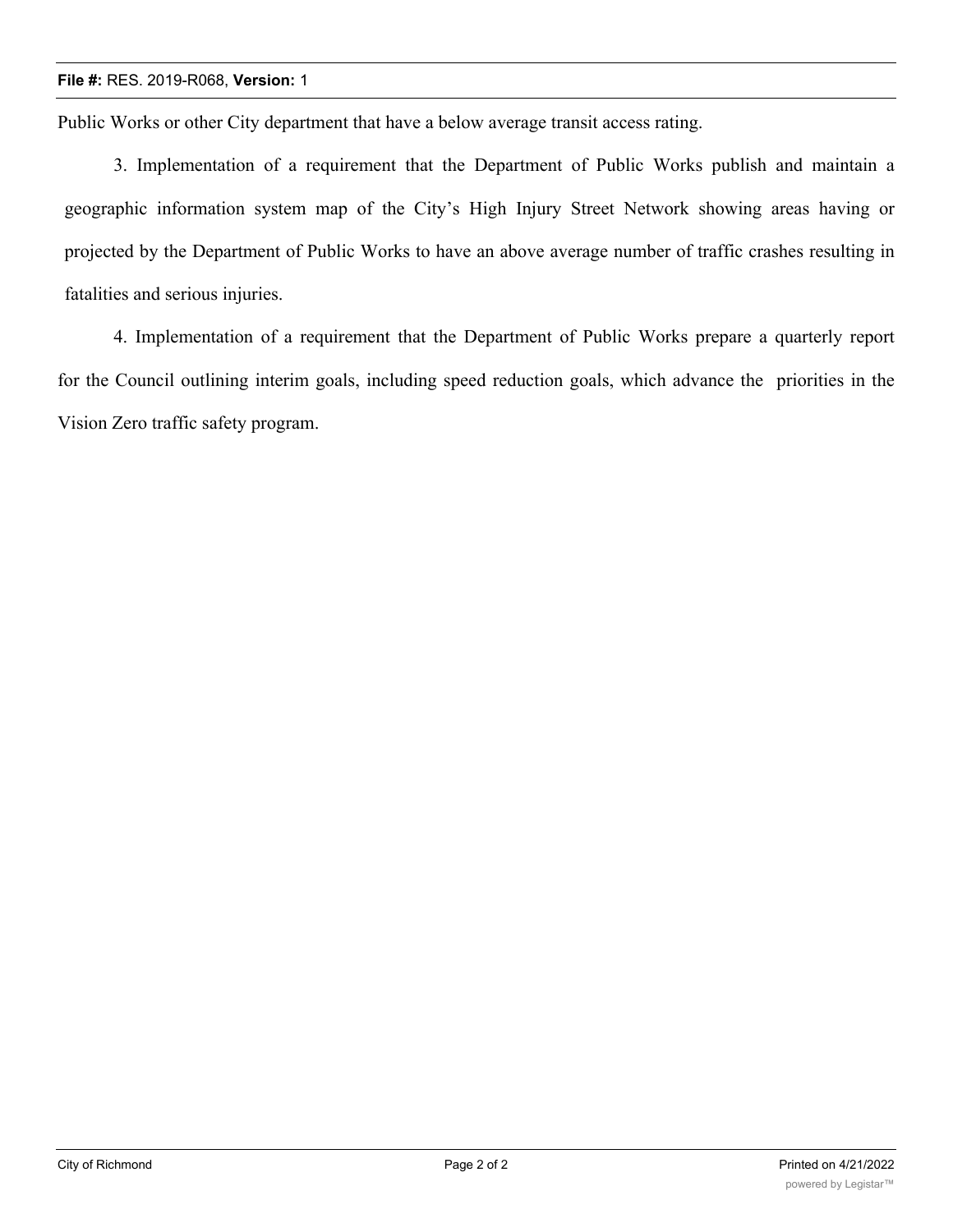Public Works or other City department that have a below average transit access rating.

3. Implementation of a requirement that the Department of Public Works publish and maintain a geographic information system map of the City's High Injury Street Network showing areas having or projected by the Department of Public Works to have an above average number of traffic crashes resulting in fatalities and serious injuries.

4. Implementation of a requirement that the Department of Public Works prepare a quarterly report for the Council outlining interim goals, including speed reduction goals, which advance the priorities in the Vision Zero traffic safety program.